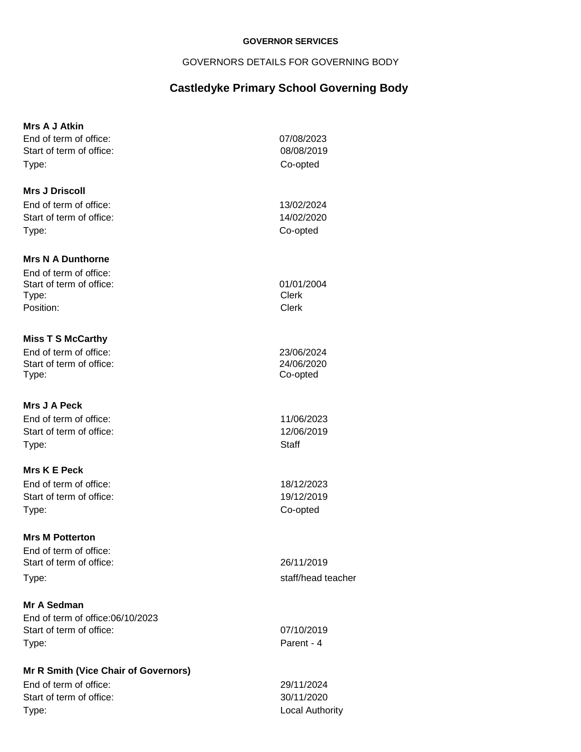**GOVERNOR SERVICES**

GOVERNORS DETAILS FOR GOVERNING BODY

# Castledyke Primary School Governing Body

**Mrs A J Atkin**

End of term of office: 07/08/2023
Start of term of office: 08/08/2019
Type: Co-opted

**Mrs J Driscoll**

End of term of office: 13/02/2024
Start of term of office: 14/02/2020
Type: Co-opted

**Mrs N A Dunthorne**

End of term of office:
Start of term of office: 01/01/2004
Type: Clerk
Position: Clerk

**Miss T S McCarthy**

End of term of office: 23/06/2024
Start of term of office: 24/06/2020
Type: Co-opted

**Mrs J A Peck**

End of term of office: 11/06/2023
Start of term of office: 12/06/2019
Type: Staff

**Mrs K E Peck**

End of term of office: 18/12/2023
Start of term of office: 19/12/2019
Type: Co-opted

**Mrs M Potterton**

End of term of office:
Start of term of office: 26/11/2019
Type: staff/head teacher

**Mr A Sedman**

End of term of office:06/10/2023
Start of term of office: 07/10/2019
Type: Parent - 4

**Mr R Smith (Vice Chair of Governors)**

End of term of office: 29/11/2024
Start of term of office: 30/11/2020
Type: Local Authority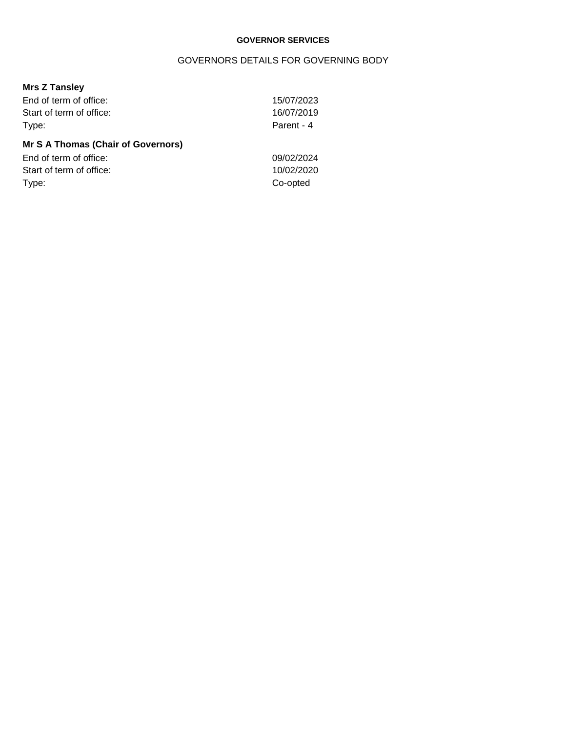**GOVERNOR SERVICES**

GOVERNORS DETAILS FOR GOVERNING BODY

**Mrs Z Tansley**

| | |
|---|---|
| End of term of office: | 15/07/2023 |
| Start of term of office: | 16/07/2019 |
| Type: | Parent - 4 |

**Mr S A Thomas (Chair of Governors)**

| | |
|---|---|
| End of term of office: | 09/02/2024 |
| Start of term of office: | 10/02/2020 |
| Type: | Co-opted |